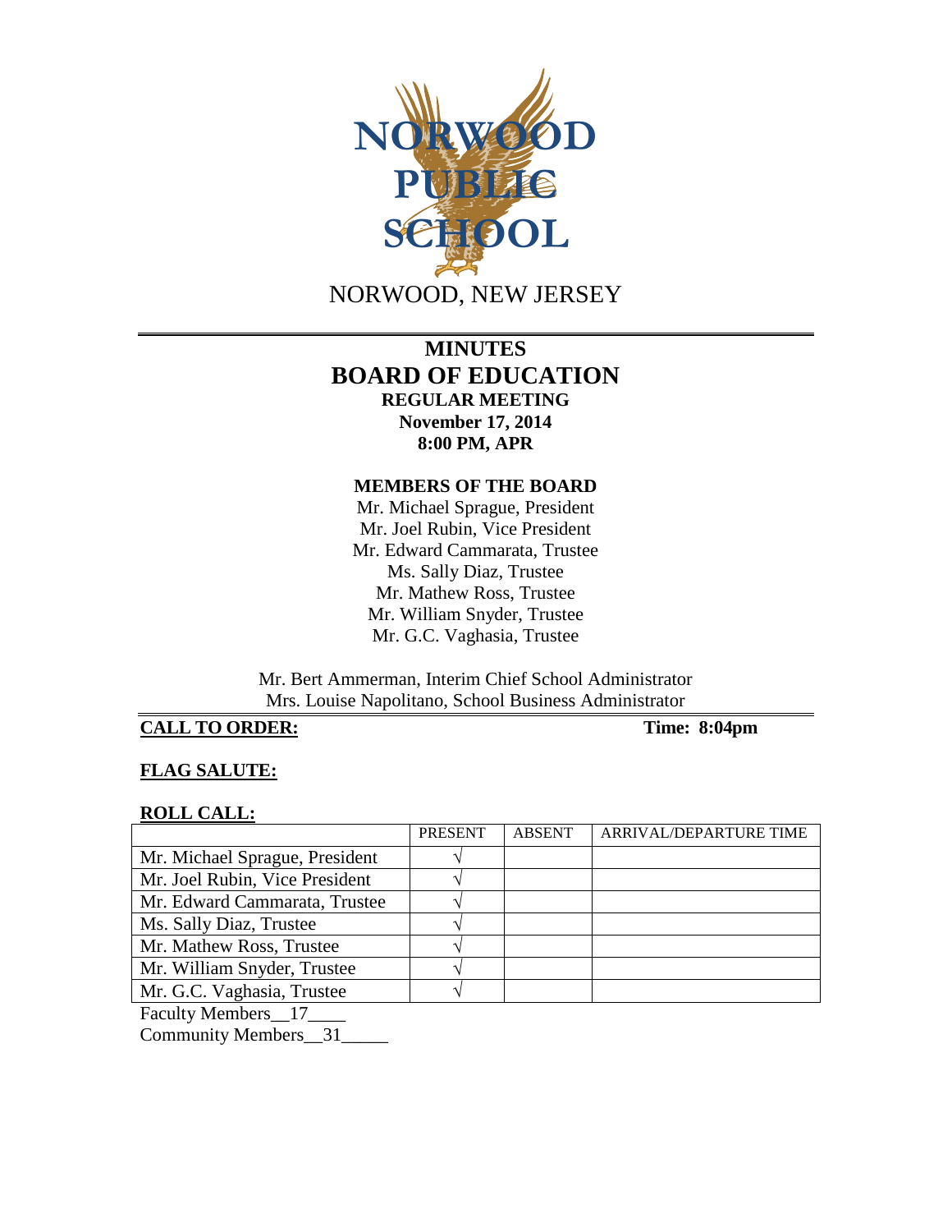NORWOOD PUBLIC SCHOOL

NORWOOD, NEW JERSEY

# MINUTES
# BOARD OF EDUCATION
## REGULAR MEETING
**November 17, 2014**
**8:00 PM, APR**

**MEMBERS OF THE BOARD**

Mr. Michael Sprague, President
Mr. Joel Rubin, Vice President
Mr. Edward Cammarata, Trustee
Ms. Sally Diaz, Trustee
Mr. Mathew Ross, Trustee
Mr. William Snyder, Trustee
Mr. G.C. Vaghasia, Trustee

Mr. Bert Ammerman, Interim Chief School Administrator
Mrs. Louise Napolitano, School Business Administrator

**CALL TO ORDER:** **Time: 8:04pm**

**FLAG SALUTE:**

**ROLL CALL:**

| | PRESENT | ABSENT | ARRIVAL/DEPARTURE TIME |
|---|---|---|---|
| Mr. Michael Sprague, President | √ | | |
| Mr. Joel Rubin, Vice President | √ | | |
| Mr. Edward Cammarata, Trustee | √ | | |
| Ms. Sally Diaz, Trustee | √ | | |
| Mr. Mathew Ross, Trustee | √ | | |
| Mr. William Snyder, Trustee | √ | | |
| Mr. G.C. Vaghasia, Trustee | √ | | |

Faculty Members__17____
Community Members__31_____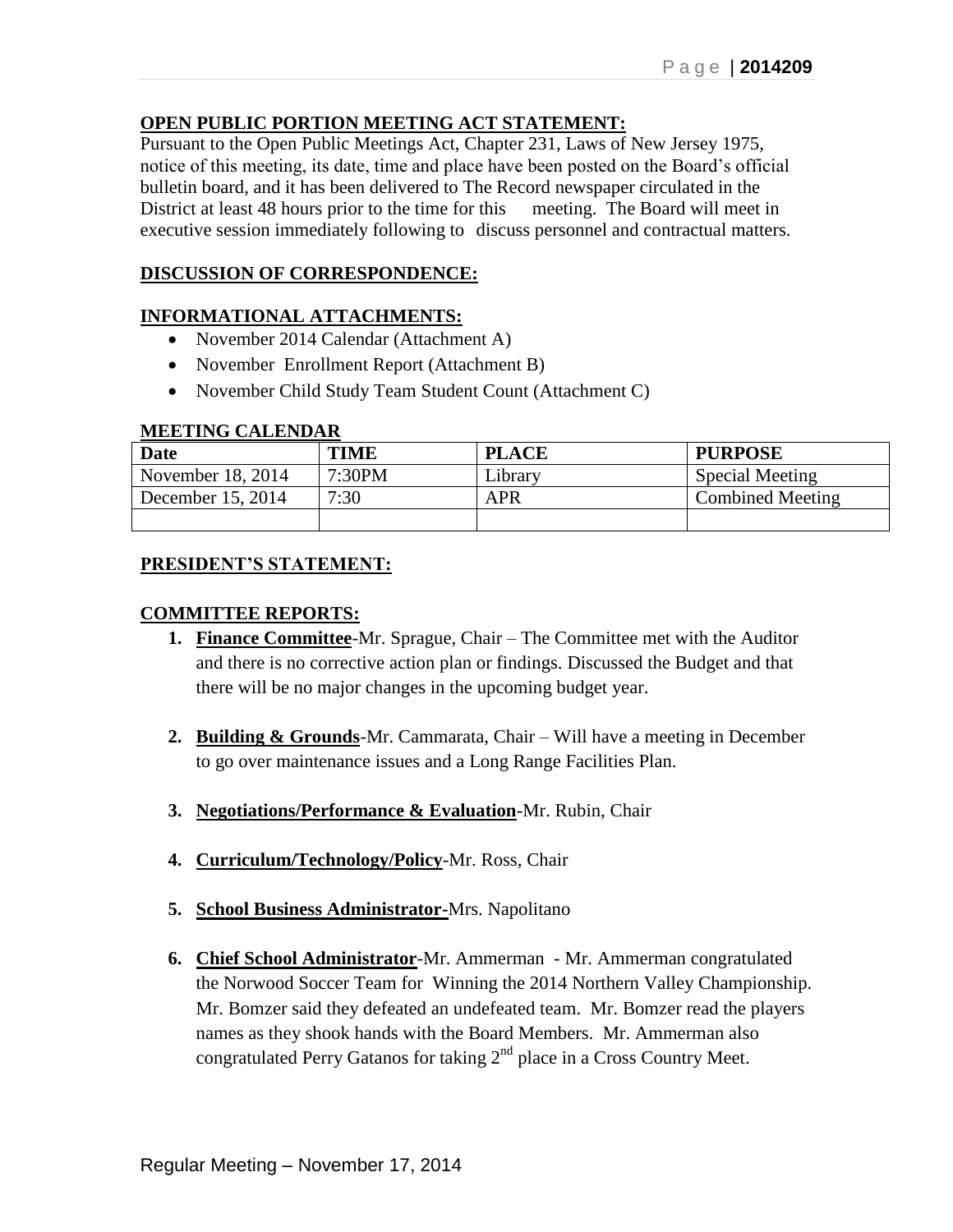**OPEN PUBLIC PORTION MEETING ACT STATEMENT:**

Pursuant to the Open Public Meetings Act, Chapter 231, Laws of New Jersey 1975, notice of this meeting, its date, time and place have been posted on the Board's official bulletin board, and it has been delivered to The Record newspaper circulated in the District at least 48 hours prior to the time for this meeting. The Board will meet in executive session immediately following to discuss personnel and contractual matters.

**DISCUSSION OF CORRESPONDENCE:**

**INFORMATIONAL ATTACHMENTS:**

- November 2014 Calendar (Attachment A)
- November Enrollment Report (Attachment B)
- November Child Study Team Student Count (Attachment C)

**MEETING CALENDAR**

| Date | TIME | PLACE | PURPOSE |
|---|---|---|---|
| November 18, 2014 | 7:30PM | Library | Special Meeting |
| December 15, 2014 | 7:30 | APR | Combined Meeting |
| | | | |

**PRESIDENT'S STATEMENT:**

**COMMITTEE REPORTS:**

1. **Finance Committee**-Mr. Sprague, Chair – The Committee met with the Auditor and there is no corrective action plan or findings. Discussed the Budget and that there will be no major changes in the upcoming budget year.

2. **Building & Grounds**-Mr. Cammarata, Chair – Will have a meeting in December to go over maintenance issues and a Long Range Facilities Plan.

3. **Negotiations/Performance & Evaluation**-Mr. Rubin, Chair

4. **Curriculum/Technology/Policy**-Mr. Ross, Chair

5. **School Business Administrator**-Mrs. Napolitano

6. **Chief School Administrator**-Mr. Ammerman - Mr. Ammerman congratulated the Norwood Soccer Team for Winning the 2014 Northern Valley Championship. Mr. Bomzer said they defeated an undefeated team. Mr. Bomzer read the players names as they shook hands with the Board Members. Mr. Ammerman also congratulated Perry Gatanos for taking 2nd place in a Cross Country Meet.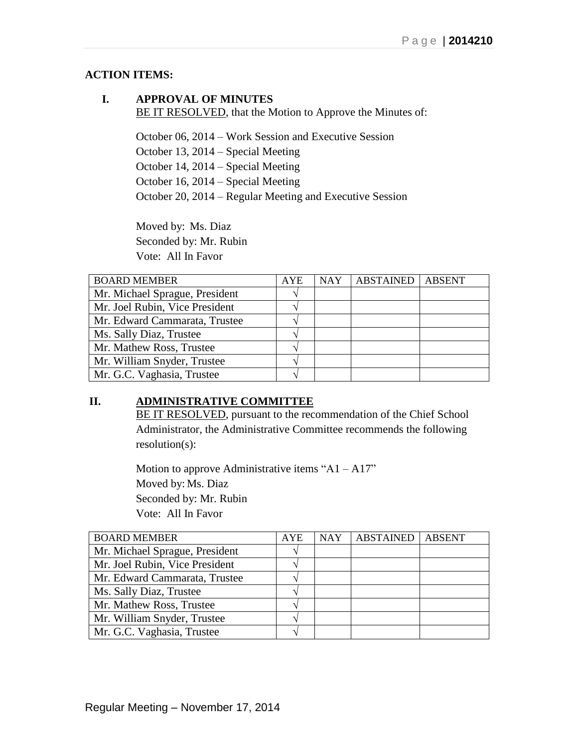**ACTION ITEMS:**

## I. APPROVAL OF MINUTES

BE IT RESOLVED, that the Motion to Approve the Minutes of:

October 06, 2014 – Work Session and Executive Session
October 13, 2014 – Special Meeting
October 14, 2014 – Special Meeting
October 16, 2014 – Special Meeting
October 20, 2014 – Regular Meeting and Executive Session

Moved by: Ms. Diaz
Seconded by: Mr. Rubin
Vote: All In Favor

| BOARD MEMBER | AYE | NAY | ABSTAINED | ABSENT |
|---|---|---|---|---|
| Mr. Michael Sprague, President | √ | | | |
| Mr. Joel Rubin, Vice President | √ | | | |
| Mr. Edward Cammarata, Trustee | √ | | | |
| Ms. Sally Diaz, Trustee | √ | | | |
| Mr. Mathew Ross, Trustee | √ | | | |
| Mr. William Snyder, Trustee | √ | | | |
| Mr. G.C. Vaghasia, Trustee | √ | | | |

## II. ADMINISTRATIVE COMMITTEE

BE IT RESOLVED, pursuant to the recommendation of the Chief School Administrator, the Administrative Committee recommends the following resolution(s):

Motion to approve Administrative items "A1 – A17"
Moved by: Ms. Diaz
Seconded by: Mr. Rubin
Vote: All In Favor

| BOARD MEMBER | AYE | NAY | ABSTAINED | ABSENT |
|---|---|---|---|---|
| Mr. Michael Sprague, President | √ | | | |
| Mr. Joel Rubin, Vice President | √ | | | |
| Mr. Edward Cammarata, Trustee | √ | | | |
| Ms. Sally Diaz, Trustee | √ | | | |
| Mr. Mathew Ross, Trustee | √ | | | |
| Mr. William Snyder, Trustee | √ | | | |
| Mr. G.C. Vaghasia, Trustee | √ | | | |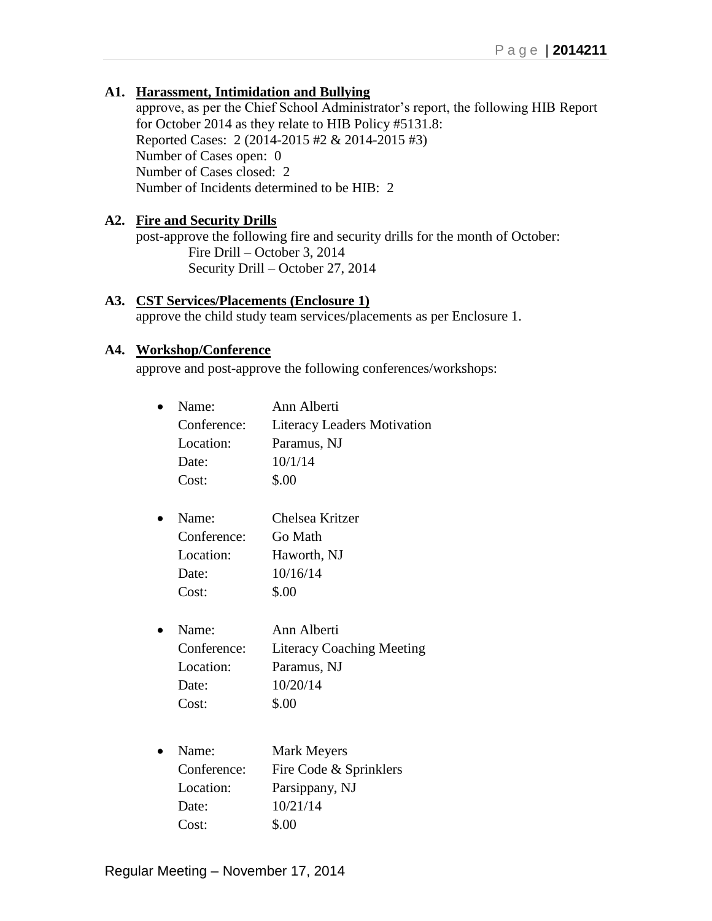**A1. Harassment, Intimidation and Bullying**

approve, as per the Chief School Administrator's report, the following HIB Report for October 2014 as they relate to HIB Policy #5131.8:
Reported Cases: 2 (2014-2015 #2 & 2014-2015 #3)
Number of Cases open: 0
Number of Cases closed: 2
Number of Incidents determined to be HIB: 2

**A2. Fire and Security Drills**

post-approve the following fire and security drills for the month of October:

Fire Drill – October 3, 2014
Security Drill – October 27, 2014

**A3. CST Services/Placements (Enclosure 1)**

approve the child study team services/placements as per Enclosure 1.

**A4. Workshop/Conference**

approve and post-approve the following conferences/workshops:

- Name: Ann Alberti
  Conference: Literacy Leaders Motivation
  Location: Paramus, NJ
  Date: 10/1/14
  Cost: $.00

- Name: Chelsea Kritzer
  Conference: Go Math
  Location: Haworth, NJ
  Date: 10/16/14
  Cost: $.00

- Name: Ann Alberti
  Conference: Literacy Coaching Meeting
  Location: Paramus, NJ
  Date: 10/20/14
  Cost: $.00

- Name: Mark Meyers
  Conference: Fire Code & Sprinklers
  Location: Parsippany, NJ
  Date: 10/21/14
  Cost: $.00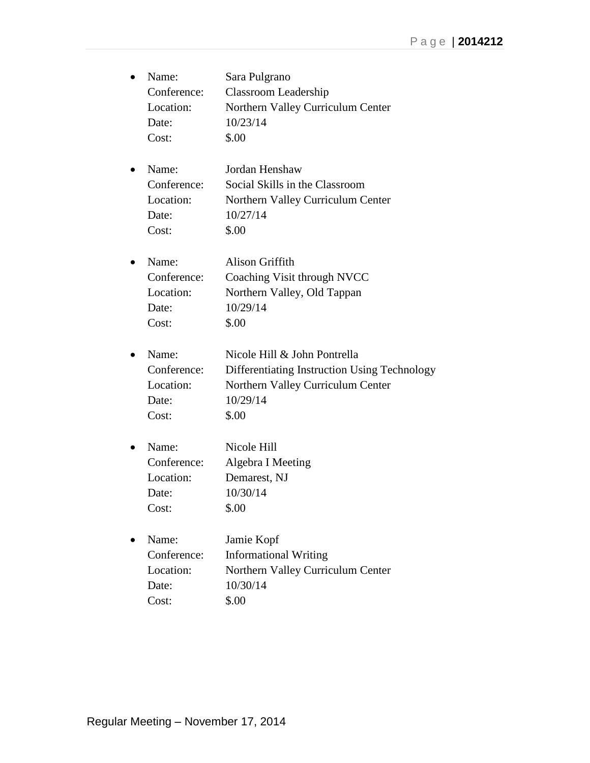- Name: Sara Pulgrano
  Conference: Classroom Leadership
  Location: Northern Valley Curriculum Center
  Date: 10/23/14
  Cost: $.00

- Name: Jordan Henshaw
  Conference: Social Skills in the Classroom
  Location: Northern Valley Curriculum Center
  Date: 10/27/14
  Cost: $.00

- Name: Alison Griffith
  Conference: Coaching Visit through NVCC
  Location: Northern Valley, Old Tappan
  Date: 10/29/14
  Cost: $.00

- Name: Nicole Hill & John Pontrella
  Conference: Differentiating Instruction Using Technology
  Location: Northern Valley Curriculum Center
  Date: 10/29/14
  Cost: $.00

- Name: Nicole Hill
  Conference: Algebra I Meeting
  Location: Demarest, NJ
  Date: 10/30/14
  Cost: $.00

- Name: Jamie Kopf
  Conference: Informational Writing
  Location: Northern Valley Curriculum Center
  Date: 10/30/14
  Cost: $.00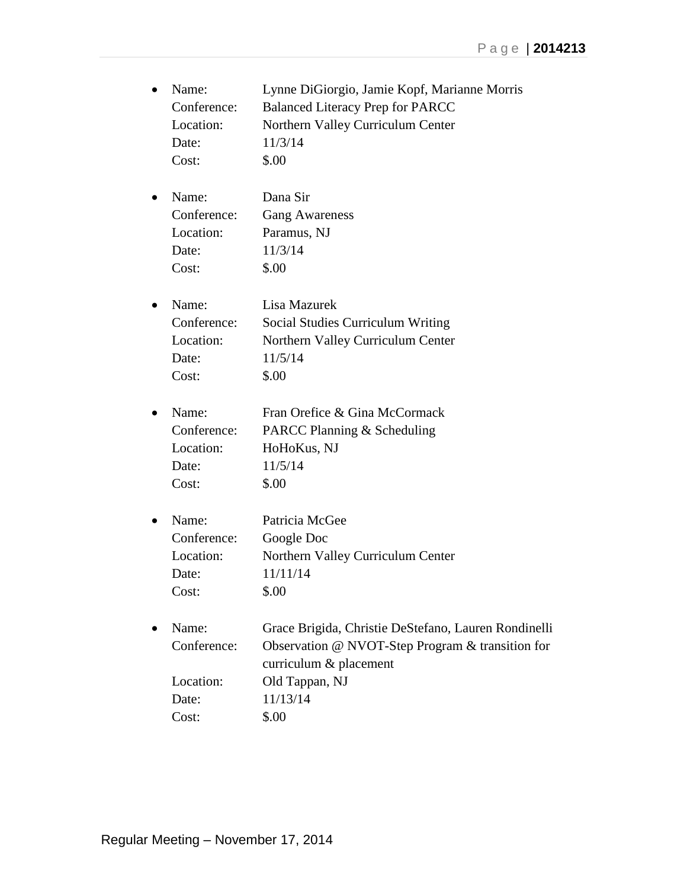- Name: Lynne DiGiorgio, Jamie Kopf, Marianne Morris
  Conference: Balanced Literacy Prep for PARCC
  Location: Northern Valley Curriculum Center
  Date: 11/3/14
  Cost: $.00

- Name: Dana Sir
  Conference: Gang Awareness
  Location: Paramus, NJ
  Date: 11/3/14
  Cost: $.00

- Name: Lisa Mazurek
  Conference: Social Studies Curriculum Writing
  Location: Northern Valley Curriculum Center
  Date: 11/5/14
  Cost: $.00

- Name: Fran Orefice & Gina McCormack
  Conference: PARCC Planning & Scheduling
  Location: HoHoKus, NJ
  Date: 11/5/14
  Cost: $.00

- Name: Patricia McGee
  Conference: Google Doc
  Location: Northern Valley Curriculum Center
  Date: 11/11/14
  Cost: $.00

- Name: Grace Brigida, Christie DeStefano, Lauren Rondinelli
  Conference: Observation @ NVOT-Step Program & transition for curriculum & placement
  Location: Old Tappan, NJ
  Date: 11/13/14
  Cost: $.00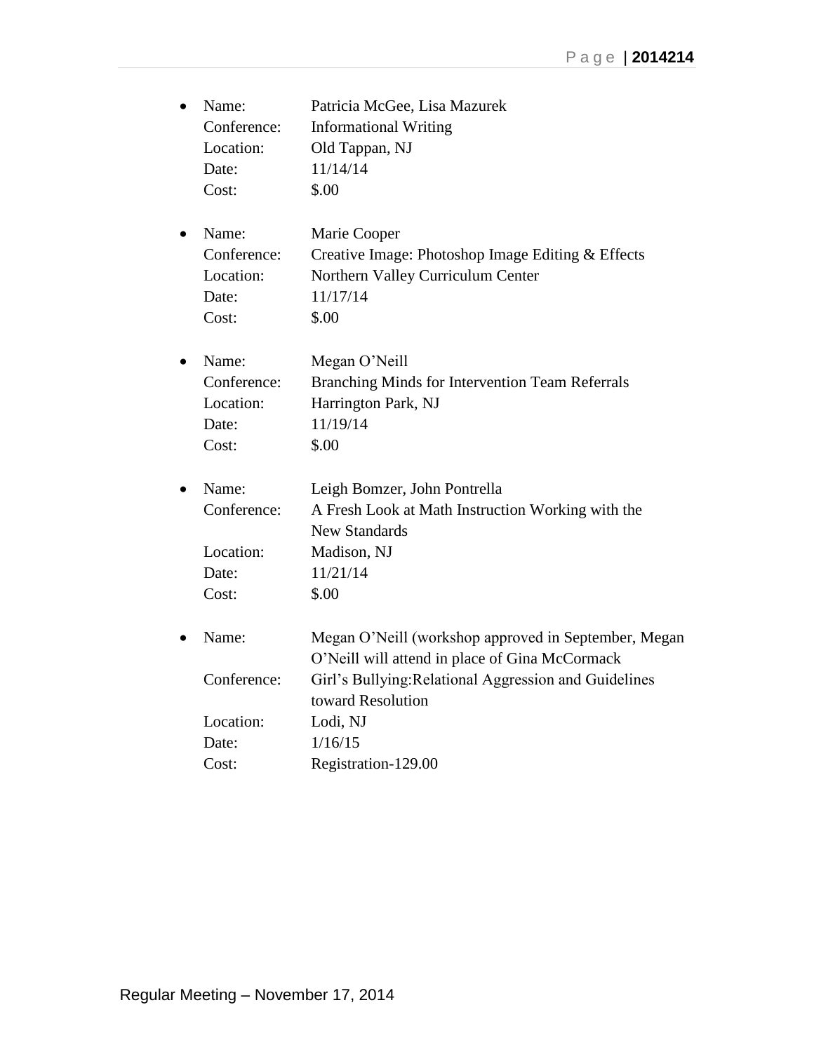- Name: Patricia McGee, Lisa Mazurek
  Conference: Informational Writing
  Location: Old Tappan, NJ
  Date: 11/14/14
  Cost: $.00

- Name: Marie Cooper
  Conference: Creative Image: Photoshop Image Editing & Effects
  Location: Northern Valley Curriculum Center
  Date: 11/17/14
  Cost: $.00

- Name: Megan O'Neill
  Conference: Branching Minds for Intervention Team Referrals
  Location: Harrington Park, NJ
  Date: 11/19/14
  Cost: $.00

- Name: Leigh Bomzer, John Pontrella
  Conference: A Fresh Look at Math Instruction Working with the New Standards
  Location: Madison, NJ
  Date: 11/21/14
  Cost: $.00

- Name: Megan O'Neill (workshop approved in September, Megan O'Neill will attend in place of Gina McCormack
  Conference: Girl's Bullying:Relational Aggression and Guidelines toward Resolution
  Location: Lodi, NJ
  Date: 1/16/15
  Cost: Registration-129.00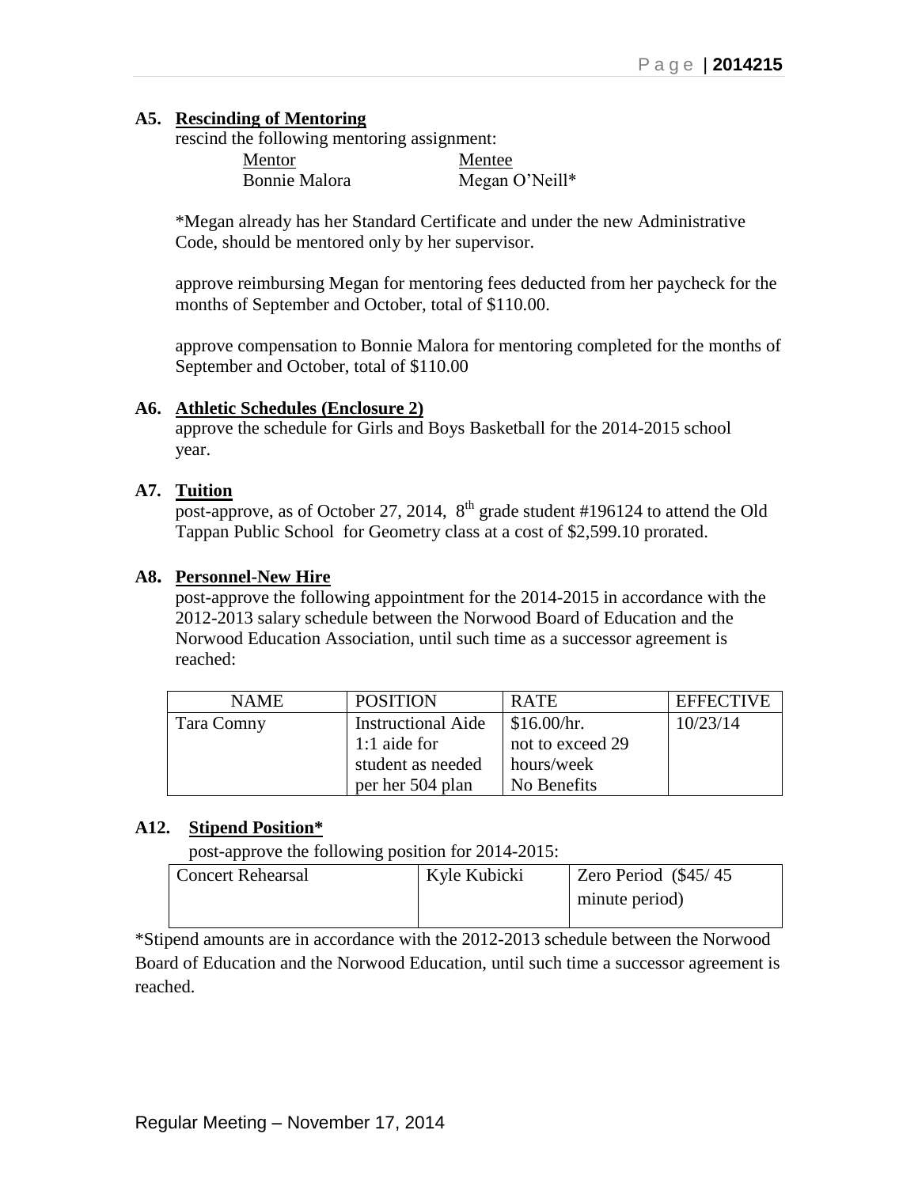**A5. Rescinding of Mentoring**

rescind the following mentoring assignment:

| Mentor | Mentee |
| --- | --- |
| Bonnie Malora | Megan O'Neill* |

*Megan already has her Standard Certificate and under the new Administrative Code, should be mentored only by her supervisor.

approve reimbursing Megan for mentoring fees deducted from her paycheck for the months of September and October, total of $110.00.

approve compensation to Bonnie Malora for mentoring completed for the months of September and October, total of $110.00

**A6. Athletic Schedules (Enclosure 2)**

approve the schedule for Girls and Boys Basketball for the 2014-2015 school year.

**A7. Tuition**

post-approve, as of October 27, 2014, 8th grade student #196124 to attend the Old Tappan Public School for Geometry class at a cost of $2,599.10 prorated.

**A8. Personnel-New Hire**

post-approve the following appointment for the 2014-2015 in accordance with the 2012-2013 salary schedule between the Norwood Board of Education and the Norwood Education Association, until such time as a successor agreement is reached:

| NAME | POSITION | RATE | EFFECTIVE |
| --- | --- | --- | --- |
| Tara Comny | Instructional Aide 1:1 aide for student as needed per her 504 plan | $16.00/hr. not to exceed 29 hours/week No Benefits | 10/23/14 |

**A12. Stipend Position***

post-approve the following position for 2014-2015:

| | | |
| --- | --- | --- |
| Concert Rehearsal | Kyle Kubicki | Zero Period ($45/ 45 minute period) |

*Stipend amounts are in accordance with the 2012-2013 schedule between the Norwood Board of Education and the Norwood Education, until such time a successor agreement is reached.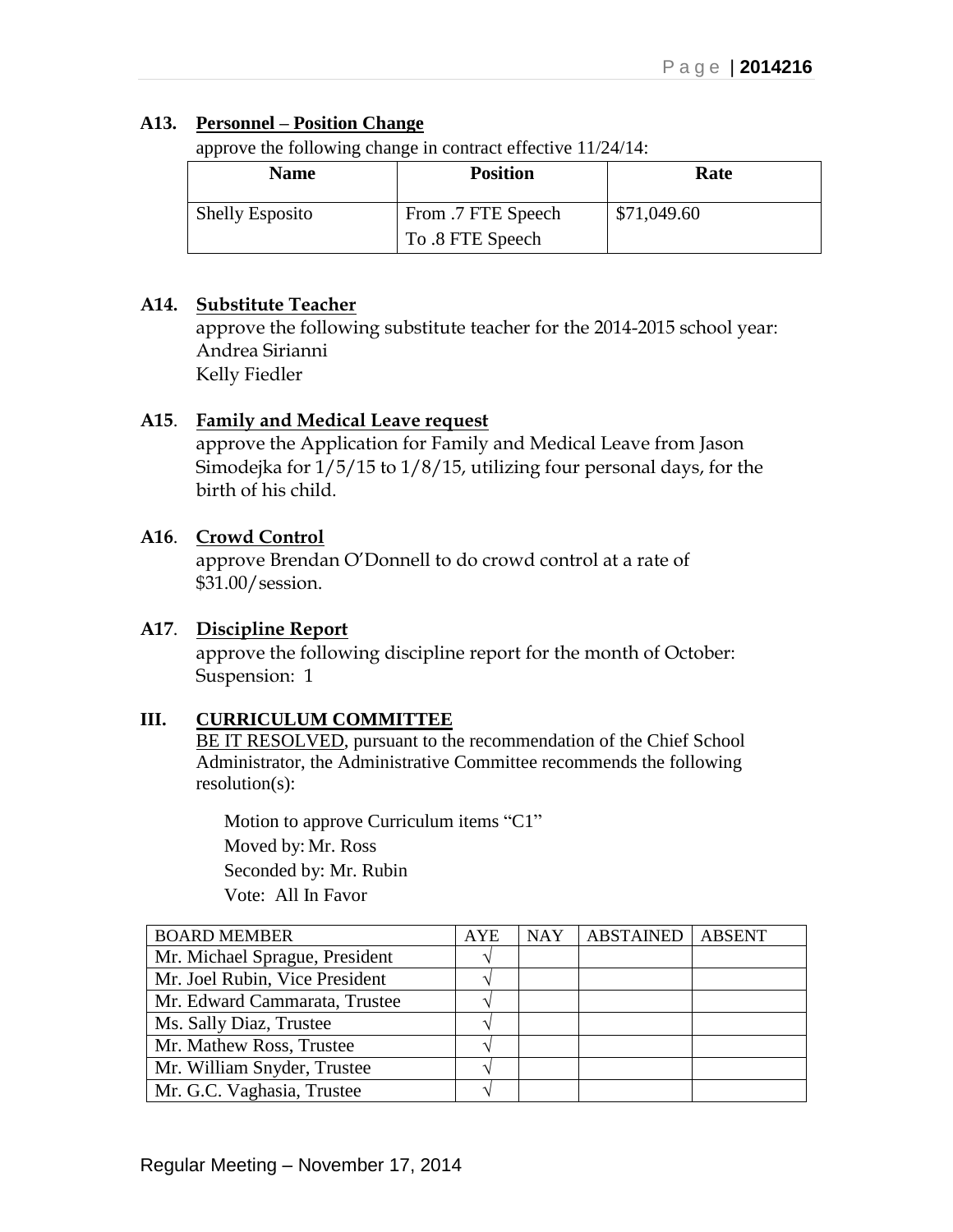**A13. Personnel – Position Change**

approve the following change in contract effective 11/24/14:

| Name | Position | Rate |
|---|---|---|
| Shelly Esposito | From .7 FTE Speech<br>To .8 FTE Speech | $71,049.60 |

**A14. Substitute Teacher**

approve the following substitute teacher for the 2014-2015 school year:
Andrea Sirianni
Kelly Fiedler

**A15. Family and Medical Leave request**

approve the Application for Family and Medical Leave from Jason Simodejka for 1/5/15 to 1/8/15, utilizing four personal days, for the birth of his child.

**A16. Crowd Control**

approve Brendan O'Donnell to do crowd control at a rate of $31.00/session.

**A17. Discipline Report**

approve the following discipline report for the month of October:
Suspension: 1

**III. CURRICULUM COMMITTEE**

BE IT RESOLVED, pursuant to the recommendation of the Chief School Administrator, the Administrative Committee recommends the following resolution(s):

Motion to approve Curriculum items "C1"
Moved by: Mr. Ross
Seconded by: Mr. Rubin
Vote: All In Favor

| BOARD MEMBER | AYE | NAY | ABSTAINED | ABSENT |
|---|---|---|---|---|
| Mr. Michael Sprague, President | √ | | | |
| Mr. Joel Rubin, Vice President | √ | | | |
| Mr. Edward Cammarata, Trustee | √ | | | |
| Ms. Sally Diaz, Trustee | √ | | | |
| Mr. Mathew Ross, Trustee | √ | | | |
| Mr. William Snyder, Trustee | √ | | | |
| Mr. G.C. Vaghasia, Trustee | √ | | | |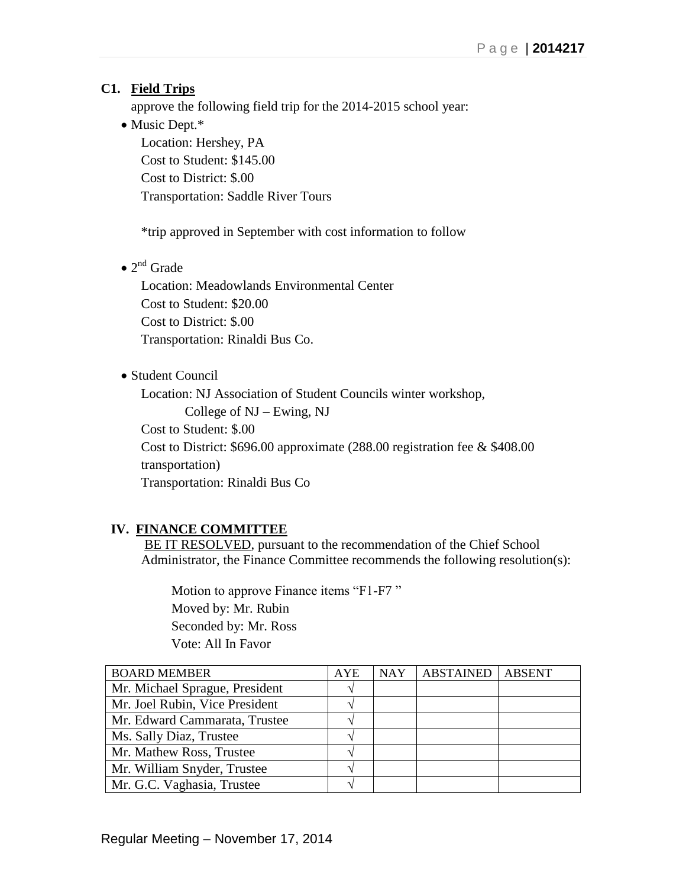**C1. Field Trips**

approve the following field trip for the 2014-2015 school year:

- Music Dept.*
  - Location: Hershey, PA
  - Cost to Student: $145.00
  - Cost to District: $.00
  - Transportation: Saddle River Tours

  *trip approved in September with cost information to follow

- 2nd Grade
  - Location: Meadowlands Environmental Center
  - Cost to Student: $20.00
  - Cost to District: $.00
  - Transportation: Rinaldi Bus Co.

- Student Council
  - Location: NJ Association of Student Councils winter workshop, College of NJ – Ewing, NJ
  - Cost to Student: $.00
  - Cost to District: $696.00 approximate (288.00 registration fee & $408.00 transportation)
  - Transportation: Rinaldi Bus Co

## IV. FINANCE COMMITTEE

BE IT RESOLVED, pursuant to the recommendation of the Chief School Administrator, the Finance Committee recommends the following resolution(s):

Motion to approve Finance items "F1-F7 "
Moved by: Mr. Rubin
Seconded by: Mr. Ross
Vote: All In Favor

| BOARD MEMBER | AYE | NAY | ABSTAINED | ABSENT |
|---|---|---|---|---|
| Mr. Michael Sprague, President | √ | | | |
| Mr. Joel Rubin, Vice President | √ | | | |
| Mr. Edward Cammarata, Trustee | √ | | | |
| Ms. Sally Diaz, Trustee | √ | | | |
| Mr. Mathew Ross, Trustee | √ | | | |
| Mr. William Snyder, Trustee | √ | | | |
| Mr. G.C. Vaghasia, Trustee | √ | | | |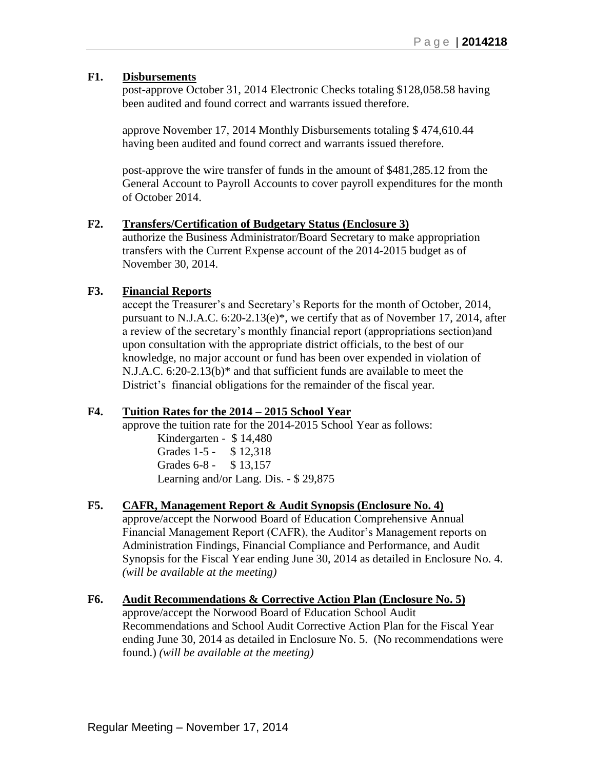**F1. Disbursements**

post-approve October 31, 2014 Electronic Checks totaling $128,058.58 having been audited and found correct and warrants issued therefore.

approve November 17, 2014 Monthly Disbursements totaling $ 474,610.44 having been audited and found correct and warrants issued therefore.

post-approve the wire transfer of funds in the amount of $481,285.12 from the General Account to Payroll Accounts to cover payroll expenditures for the month of October 2014.

**F2. Transfers/Certification of Budgetary Status (Enclosure 3)**

authorize the Business Administrator/Board Secretary to make appropriation transfers with the Current Expense account of the 2014-2015 budget as of November 30, 2014.

**F3. Financial Reports**

accept the Treasurer's and Secretary's Reports for the month of October, 2014, pursuant to N.J.A.C. 6:20-2.13(e)*, we certify that as of November 17, 2014, after a review of the secretary's monthly financial report (appropriations section)and upon consultation with the appropriate district officials, to the best of our knowledge, no major account or fund has been over expended in violation of N.J.A.C. 6:20-2.13(b)* and that sufficient funds are available to meet the District's financial obligations for the remainder of the fiscal year.

**F4. Tuition Rates for the 2014 – 2015 School Year**

approve the tuition rate for the 2014-2015 School Year as follows:

Kindergarten - $ 14,480
Grades 1-5 - $ 12,318
Grades 6-8 - $ 13,157
Learning and/or Lang. Dis. - $ 29,875

**F5. CAFR, Management Report & Audit Synopsis (Enclosure No. 4)**

approve/accept the Norwood Board of Education Comprehensive Annual Financial Management Report (CAFR), the Auditor's Management reports on Administration Findings, Financial Compliance and Performance, and Audit Synopsis for the Fiscal Year ending June 30, 2014 as detailed in Enclosure No. 4. *(will be available at the meeting)*

**F6. Audit Recommendations & Corrective Action Plan (Enclosure No. 5)**

approve/accept the Norwood Board of Education School Audit Recommendations and School Audit Corrective Action Plan for the Fiscal Year ending June 30, 2014 as detailed in Enclosure No. 5. (No recommendations were found.) *(will be available at the meeting)*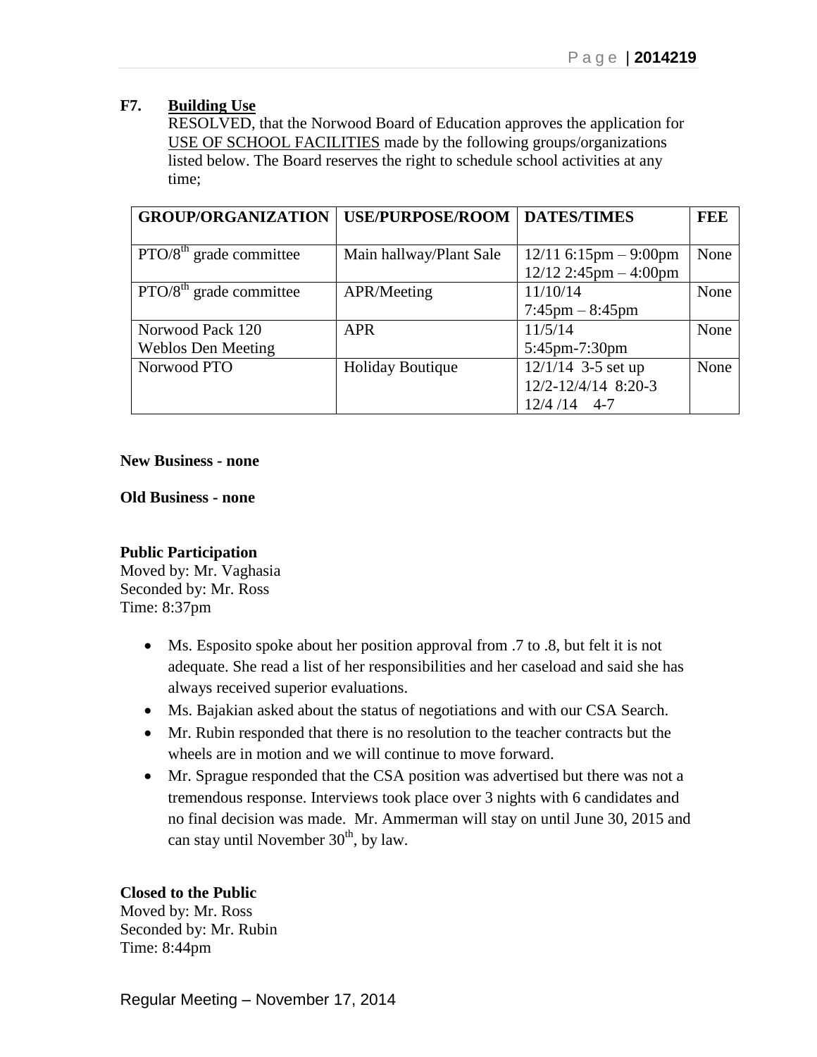**F7. Building Use**

RESOLVED, that the Norwood Board of Education approves the application for USE OF SCHOOL FACILITIES made by the following groups/organizations listed below. The Board reserves the right to schedule school activities at any time;

| GROUP/ORGANIZATION | USE/PURPOSE/ROOM | DATES/TIMES | FEE |
|---|---|---|---|
| PTO/8th grade committee | Main hallway/Plant Sale | 12/11 6:15pm – 9:00pm<br>12/12 2:45pm – 4:00pm | None |
| PTO/8th grade committee | APR/Meeting | 11/10/14<br>7:45pm – 8:45pm | None |
| Norwood Pack 120<br>Weblos Den Meeting | APR | 11/5/14<br>5:45pm-7:30pm | None |
| Norwood PTO | Holiday Boutique | 12/1/14 3-5 set up<br>12/2-12/4/14 8:20-3<br>12/4 /14 4-7 | None |

**New Business - none**

**Old Business - none**

**Public Participation**
Moved by: Mr. Vaghasia
Seconded by: Mr. Ross
Time: 8:37pm

- Ms. Esposito spoke about her position approval from .7 to .8, but felt it is not adequate. She read a list of her responsibilities and her caseload and said she has always received superior evaluations.
- Ms. Bajakian asked about the status of negotiations and with our CSA Search.
- Mr. Rubin responded that there is no resolution to the teacher contracts but the wheels are in motion and we will continue to move forward.
- Mr. Sprague responded that the CSA position was advertised but there was not a tremendous response. Interviews took place over 3 nights with 6 candidates and no final decision was made. Mr. Ammerman will stay on until June 30, 2015 and can stay until November 30th, by law.

**Closed to the Public**
Moved by: Mr. Ross
Seconded by: Mr. Rubin
Time: 8:44pm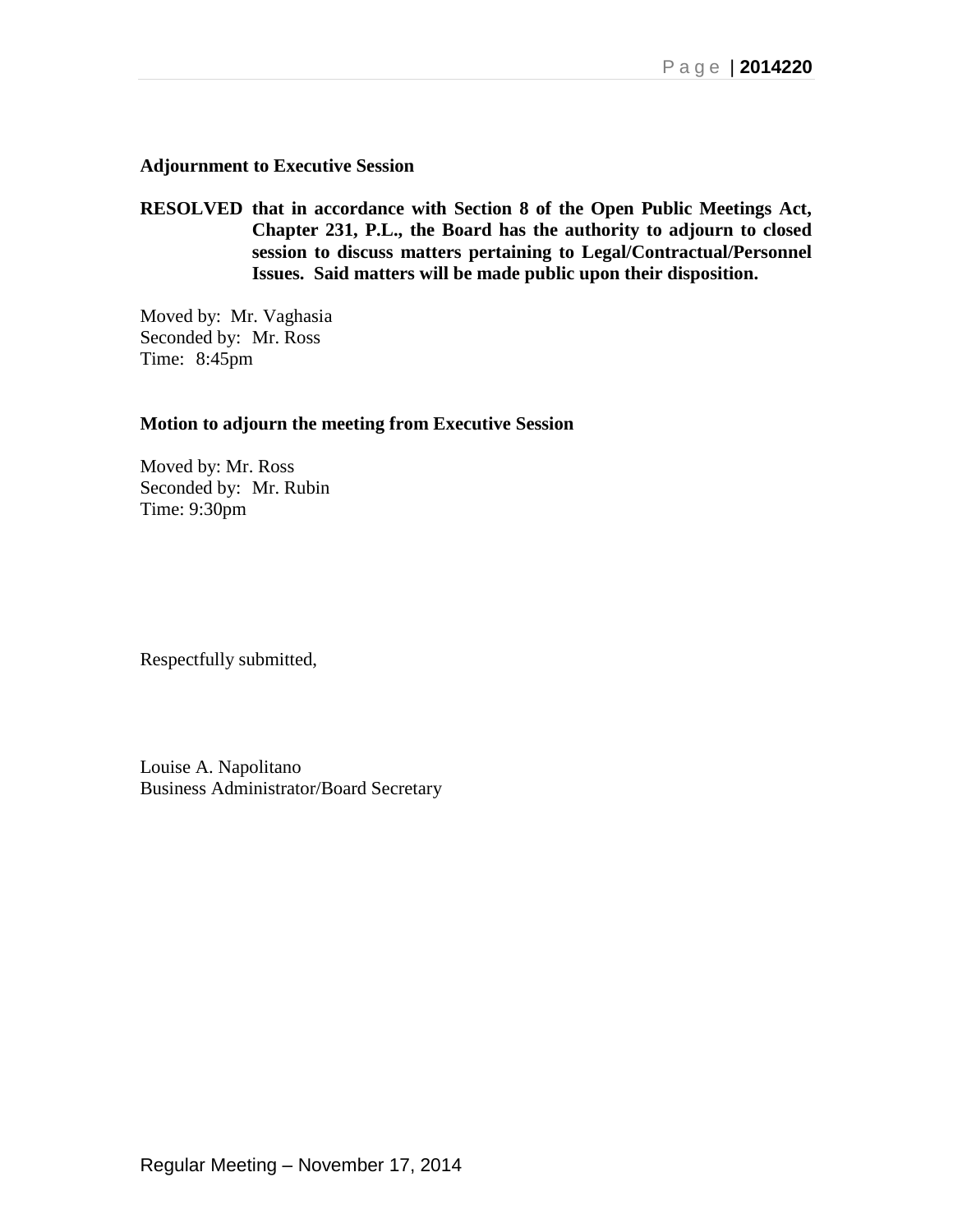**Adjournment to Executive Session**

**RESOLVED that in accordance with Section 8 of the Open Public Meetings Act, Chapter 231, P.L., the Board has the authority to adjourn to closed session to discuss matters pertaining to Legal/Contractual/Personnel Issues. Said matters will be made public upon their disposition.**

Moved by: Mr. Vaghasia
Seconded by: Mr. Ross
Time: 8:45pm

**Motion to adjourn the meeting from Executive Session**

Moved by: Mr. Ross
Seconded by: Mr. Rubin
Time: 9:30pm

Respectfully submitted,

Louise A. Napolitano
Business Administrator/Board Secretary